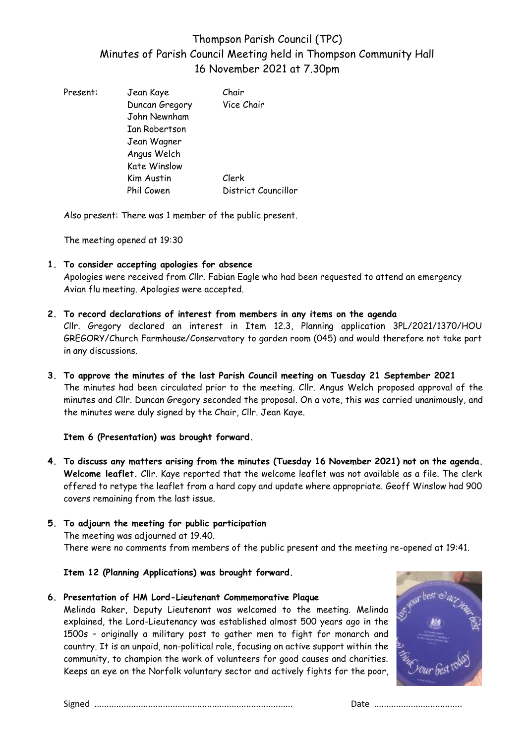# Thompson Parish Council (TPC)
## Minutes of Parish Council Meeting held in Thompson Community Hall
## 16 November 2021 at 7.30pm

| Present: | | |
|---|---|---|
| | Jean Kaye | Chair |
| | Duncan Gregory | Vice Chair |
| | John Newnham | |
| | Ian Robertson | |
| | Jean Wagner | |
| | Angus Welch | |
| | Kate Winslow | |
| | Kim Austin | Clerk |
| | Phil Cowen | District Councillor |

Also present: There was 1 member of the public present.

The meeting opened at 19:30

1. **To consider accepting apologies for absence**
   Apologies were received from Cllr. Fabian Eagle who had been requested to attend an emergency Avian flu meeting. Apologies were accepted.

2. **To record declarations of interest from members in any items on the agenda**
   Cllr. Gregory declared an interest in Item 12.3, Planning application 3PL/2021/1370/HOU GREGORY/Church Farmhouse/Conservatory to garden room (045) and would therefore not take part in any discussions.

3. **To approve the minutes of the last Parish Council meeting on Tuesday 21 September 2021**
   The minutes had been circulated prior to the meeting. Cllr. Angus Welch proposed approval of the minutes and Cllr. Duncan Gregory seconded the proposal. On a vote, this was carried unanimously, and the minutes were duly signed by the Chair, Cllr. Jean Kaye.

   **Item 6 (Presentation) was brought forward.**

4. **To discuss any matters arising from the minutes (Tuesday 16 November 2021) not on the agenda.**
   **Welcome leaflet.** Cllr. Kaye reported that the welcome leaflet was not available as a file. The clerk offered to retype the leaflet from a hard copy and update where appropriate. Geoff Winslow had 900 covers remaining from the last issue.

5. **To adjourn the meeting for public participation**
   The meeting was adjourned at 19.40.
   There were no comments from members of the public present and the meeting re-opened at 19:41.

   **Item 12 (Planning Applications) was brought forward.**

6. **Presentation of HM Lord-Lieutenant Commemorative Plaque**
   Melinda Raker, Deputy Lieutenant was welcomed to the meeting. Melinda explained, the Lord-Lieutenancy was established almost 500 years ago in the 1500s – originally a military post to gather men to fight for monarch and country. It is an unpaid, non-political role, focusing on active support within the community, to champion the work of volunteers for good causes and charities. Keeps an eye on the Norfolk voluntary sector and actively fights for the poor,

Signed ................................................................................ Date ...................................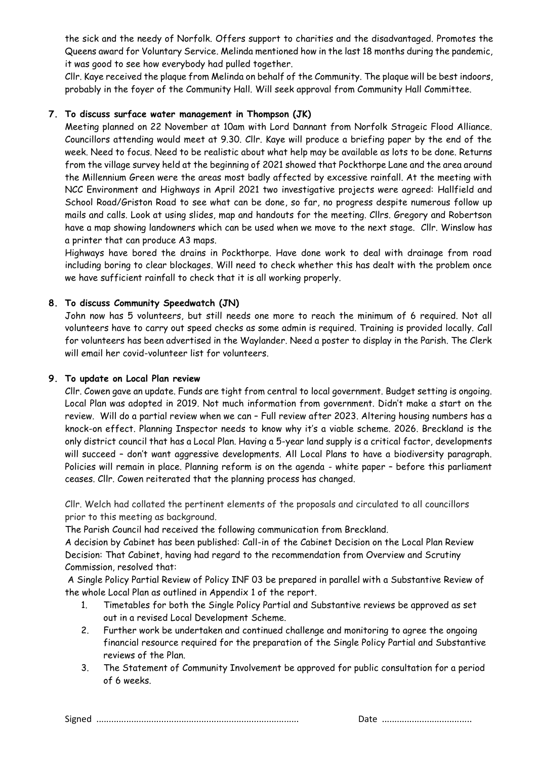the sick and the needy of Norfolk. Offers support to charities and the disadvantaged. Promotes the Queens award for Voluntary Service. Melinda mentioned how in the last 18 months during the pandemic, it was good to see how everybody had pulled together.

Cllr. Kaye received the plaque from Melinda on behalf of the Community. The plaque will be best indoors, probably in the foyer of the Community Hall. Will seek approval from Community Hall Committee.

**7. To discuss surface water management in Thompson (JK)**

Meeting planned on 22 November at 10am with Lord Dannant from Norfolk Strageic Flood Alliance. Councillors attending would meet at 9.30. Cllr. Kaye will produce a briefing paper by the end of the week. Need to focus. Need to be realistic about what help may be available as lots to be done. Returns from the village survey held at the beginning of 2021 showed that Pockthorpe Lane and the area around the Millennium Green were the areas most badly affected by excessive rainfall. At the meeting with NCC Environment and Highways in April 2021 two investigative projects were agreed: Hallfield and School Road/Griston Road to see what can be done, so far, no progress despite numerous follow up mails and calls. Look at using slides, map and handouts for the meeting. Cllrs. Gregory and Robertson have a map showing landowners which can be used when we move to the next stage. Cllr. Winslow has a printer that can produce A3 maps.

Highways have bored the drains in Pockthorpe. Have done work to deal with drainage from road including boring to clear blockages. Will need to check whether this has dealt with the problem once we have sufficient rainfall to check that it is all working properly.

**8. To discuss Community Speedwatch (JN)**

John now has 5 volunteers, but still needs one more to reach the minimum of 6 required. Not all volunteers have to carry out speed checks as some admin is required. Training is provided locally. Call for volunteers has been advertised in the Waylander. Need a poster to display in the Parish. The Clerk will email her covid-volunteer list for volunteers.

**9. To update on Local Plan review**

Cllr. Cowen gave an update. Funds are tight from central to local government. Budget setting is ongoing. Local Plan was adopted in 2019. Not much information from government. Didn't make a start on the review. Will do a partial review when we can – Full review after 2023. Altering housing numbers has a knock-on effect. Planning Inspector needs to know why it's a viable scheme. 2026. Breckland is the only district council that has a Local Plan. Having a 5-year land supply is a critical factor, developments will succeed – don't want aggressive developments. All Local Plans to have a biodiversity paragraph. Policies will remain in place. Planning reform is on the agenda - white paper – before this parliament ceases. Cllr. Cowen reiterated that the planning process has changed.

Cllr. Welch had collated the pertinent elements of the proposals and circulated to all councillors prior to this meeting as background.

The Parish Council had received the following communication from Breckland.

A decision by Cabinet has been published: Call-in of the Cabinet Decision on the Local Plan Review Decision: That Cabinet, having had regard to the recommendation from Overview and Scrutiny Commission, resolved that:

A Single Policy Partial Review of Policy INF 03 be prepared in parallel with a Substantive Review of the whole Local Plan as outlined in Appendix 1 of the report.

1. Timetables for both the Single Policy Partial and Substantive reviews be approved as set out in a revised Local Development Scheme.
2. Further work be undertaken and continued challenge and monitoring to agree the ongoing financial resource required for the preparation of the Single Policy Partial and Substantive reviews of the Plan.
3. The Statement of Community Involvement be approved for public consultation for a period of 6 weeks.

Signed ................................................................................ Date ...................................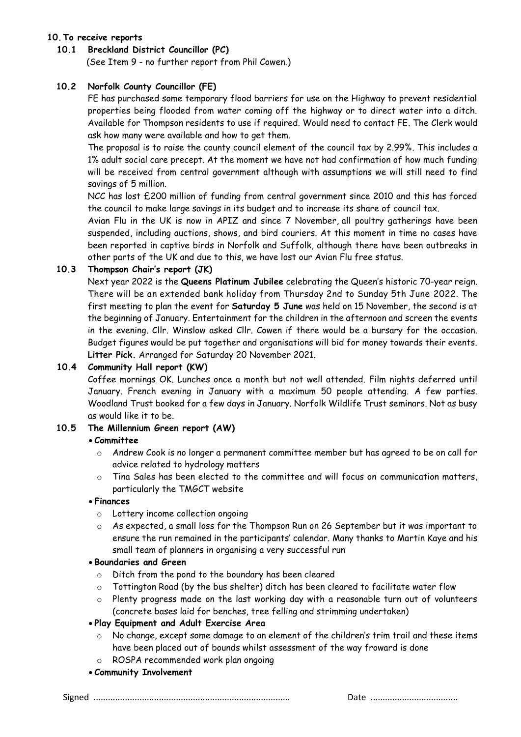## 10. To receive reports

### 10.1 Breckland District Councillor (PC)

(See Item 9 - no further report from Phil Cowen.)

### 10.2 Norfolk County Councillor (FE)

FE has purchased some temporary flood barriers for use on the Highway to prevent residential properties being flooded from water coming off the highway or to direct water into a ditch. Available for Thompson residents to use if required. Would need to contact FE. The Clerk would ask how many were available and how to get them.

The proposal is to raise the county council element of the council tax by 2.99%. This includes a 1% adult social care precept. At the moment we have not had confirmation of how much funding will be received from central government although with assumptions we will still need to find savings of 5 million.

NCC has lost £200 million of funding from central government since 2010 and this has forced the council to make large savings in its budget and to increase its share of council tax.

Avian Flu in the UK is now in APIZ and since 7 November, all poultry gatherings have been suspended, including auctions, shows, and bird couriers. At this moment in time no cases have been reported in captive birds in Norfolk and Suffolk, although there have been outbreaks in other parts of the UK and due to this, we have lost our Avian Flu free status.

### 10.3 Thompson Chair's report (JK)

Next year 2022 is the **Queens Platinum Jubilee** celebrating the Queen's historic 70-year reign. There will be an extended bank holiday from Thursday 2nd to Sunday 5th June 2022. The first meeting to plan the event for **Saturday 5 June** was held on 15 November, the second is at the beginning of January. Entertainment for the children in the afternoon and screen the events in the evening. Cllr. Winslow asked Cllr. Cowen if there would be a bursary for the occasion. Budget figures would be put together and organisations will bid for money towards their events.

**Litter Pick.** Arranged for Saturday 20 November 2021.

### 10.4 Community Hall report (KW)

Coffee mornings OK. Lunches once a month but not well attended. Film nights deferred until January. French evening in January with a maximum 50 people attending. A few parties. Woodland Trust booked for a few days in January. Norfolk Wildlife Trust seminars. Not as busy as would like it to be.

### 10.5 The Millennium Green report (AW)

- **Committee**
  - Andrew Cook is no longer a permanent committee member but has agreed to be on call for advice related to hydrology matters
  - Tina Sales has been elected to the committee and will focus on communication matters, particularly the TMGCT website
- **Finances**
  - Lottery income collection ongoing
  - As expected, a small loss for the Thompson Run on 26 September but it was important to ensure the run remained in the participants' calendar. Many thanks to Martin Kaye and his small team of planners in organising a very successful run
- **Boundaries and Green**
  - Ditch from the pond to the boundary has been cleared
  - Tottington Road (by the bus shelter) ditch has been cleared to facilitate water flow
  - Plenty progress made on the last working day with a reasonable turn out of volunteers (concrete bases laid for benches, tree felling and strimming undertaken)
- **Play Equipment and Adult Exercise Area**
  - No change, except some damage to an element of the children's trim trail and these items have been placed out of bounds whilst assessment of the way froward is done
  - ROSPA recommended work plan ongoing
- **Community Involvement**

Signed ................................................................................ Date ...................................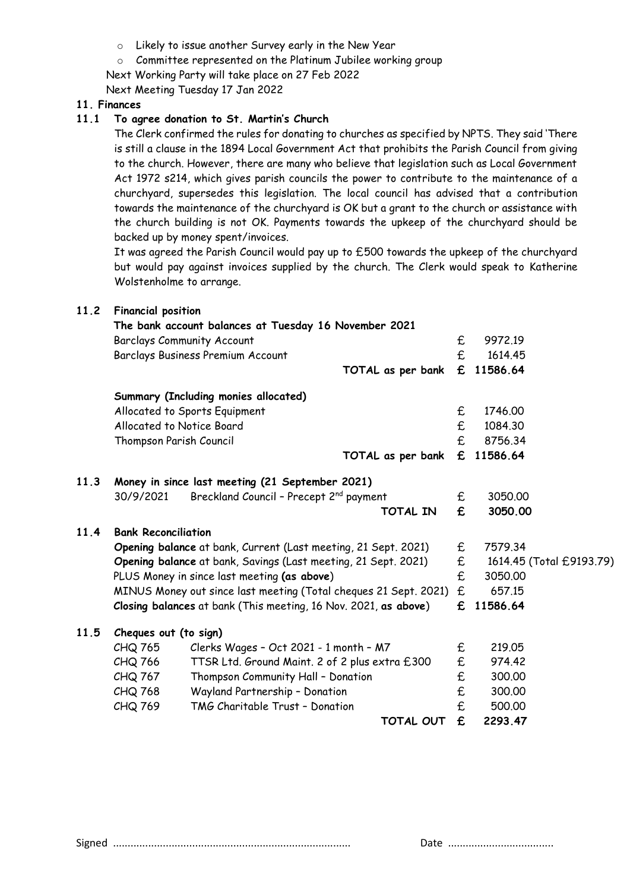- Likely to issue another Survey early in the New Year
- Committee represented on the Platinum Jubilee working group

Next Working Party will take place on 27 Feb 2022

Next Meeting Tuesday 17 Jan 2022

**11. Finances**

**11.1 To agree donation to St. Martin's Church**

The Clerk confirmed the rules for donating to churches as specified by NPTS. They said 'There is still a clause in the 1894 Local Government Act that prohibits the Parish Council from giving to the church. However, there are many who believe that legislation such as Local Government Act 1972 s214, which gives parish councils the power to contribute to the maintenance of a churchyard, supersedes this legislation. The local council has advised that a contribution towards the maintenance of the churchyard is OK but a grant to the church or assistance with the church building is not OK. Payments towards the upkeep of the churchyard should be backed up by money spent/invoices.

It was agreed the Parish Council would pay up to £500 towards the upkeep of the churchyard but would pay against invoices supplied by the church. The Clerk would speak to Katherine Wolstenholme to arrange.

**11.2 Financial position**

**The bank account balances at Tuesday 16 November 2021**

| | | |
|---|---|---|
| Barclays Community Account | £ | 9972.19 |
| Barclays Business Premium Account | £ | 1614.45 |
| **TOTAL as per bank** | **£** | **11586.64** |

**Summary (Including monies allocated)**

| | | |
|---|---|---|
| Allocated to Sports Equipment | £ | 1746.00 |
| Allocated to Notice Board | £ | 1084.30 |
| Thompson Parish Council | £ | 8756.34 |
| **TOTAL as per bank** | **£** | **11586.64** |

**11.3 Money in since last meeting (21 September 2021)**

| | | | |
|---|---|---|---|
| 30/9/2021 | Breckland Council – Precept 2nd payment | £ | 3050.00 |
| | **TOTAL IN** | **£** | **3050.00** |

**11.4 Bank Reconciliation**

| | | |
|---|---|---|
| **Opening balance** at bank, Current (Last meeting, 21 Sept. 2021) | £ | 7579.34 |
| **Opening balance** at bank, Savings (Last meeting, 21 Sept. 2021) | £ | 1614.45 (Total £9193.79) |
| PLUS Money in since last meeting **(as above)** | £ | 3050.00 |
| MINUS Money out since last meeting (Total cheques 21 Sept. 2021) | £ | 657.15 |
| **Closing balances** at bank (This meeting, 16 Nov. 2021, **as above**) | **£** | **11586.64** |

**11.5 Cheques out (to sign)**

| | | | |
|---|---|---|---|
| CHQ 765 | Clerks Wages – Oct 2021 - 1 month – M7 | £ | 219.05 |
| CHQ 766 | TTSR Ltd. Ground Maint. 2 of 2 plus extra £300 | £ | 974.42 |
| CHQ 767 | Thompson Community Hall – Donation | £ | 300.00 |
| CHQ 768 | Wayland Partnership – Donation | £ | 300.00 |
| CHQ 769 | TMG Charitable Trust – Donation | £ | 500.00 |
| | **TOTAL OUT** | **£** | **2293.47** |

Signed ................................................................................ Date ....................................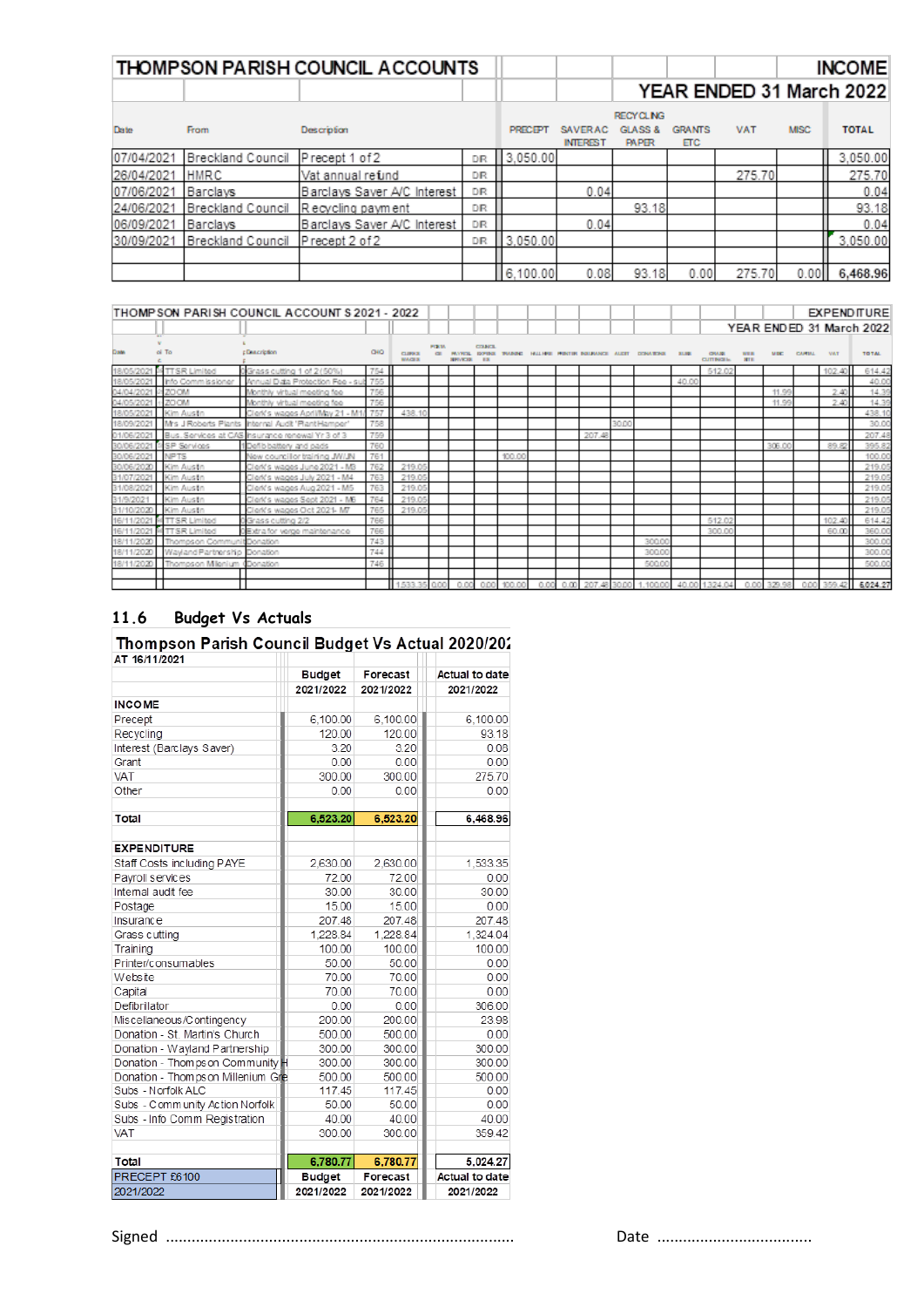| THOMPSON PARISH COUNCIL ACCOUNTS | | | | | | | | | | INCOME |
|---|---|---|---|---|---|---|---|---|---|---|
| | | | | | | | YEAR ENDED 31 March 2022 | | | |
| Date | From | Description | | PRECEPT | SAVER AC INTEREST | RECYCLING GLASS & PAPER | GRANTS ETC | VAT | MISC | TOTAL |
| 07/04/2021 | Breckland Council | Precept 1 of 2 | DR | 3,050.00 | | | | | | 3,050.00 |
| 26/04/2021 | HMRC | Vat annual refund | DR | | | | | 275.70 | | 275.70 |
| 07/06/2021 | Barclays | Barclays Saver A/C Interest | DR | | 0.04 | | | | | 0.04 |
| 24/06/2021 | Breckland Council | Recycling payment | DR | | | 93.18 | | | | 93.18 |
| 06/09/2021 | Barclays | Barclays Saver A/C Interest | DR | | 0.04 | | | | | 0.04 |
| 30/09/2021 | Breckland Council | Precept 2 of 2 | DR | 3,050.00 | | | | | | 3,050.00 |
| | | | | 6,100.00 | 0.08 | 93.18 | 0.00 | 275.70 | 0.00 | 6,468.96 |

| THOMPSON PARISH COUNCIL ACCOUNTS 2021 - 2022 | | | | | | | | | | | | | | | | | | | | EXPENDITURE |
|---|---|---|---|---|---|---|---|---|---|---|---|---|---|---|---|---|---|---|---|---|
| | | | | | | | | | | | | | | | | | | | | YEAR ENDED 31 March 2022 |
| Date | To | Description | CHQ | CLERKS WAGES | POSTAGE | PAYROLL SERVICES | COUNCIL EXPENSES ETC | TRAINING | HALL HIRE | PRINTER | INSURANCE | AUDIT | DONATIONS | SUBS | GRASS CUTTING | WEBSITE | MISC | CAPITAL | VAT | TOTAL |
| 18/05/2021 | TTSR Limited | Grass cutting 1 of 2 (50%) | 754 | | | | | | | | | | | | 512.02 | | | | 102.40 | 614.42 |
| 18/05/2021 | Info Commissioner | Annual Data Protection Fee - sub | 755 | | | | | | | | | | | 40.00 | | | | | | 40.00 |
| 04/04/2021 | ZOOM | Monthly virtual meeting fee | 756 | | | | | | | | | | | | | | 11.99 | | 2.40 | 14.39 |
| 04/05/2021 | ZOOM | Monthly virtual meeting fee | 756 | | | | | | | | | | | | | | 11.99 | | 2.40 | 14.39 |
| 18/05/2021 | Kim Austin | Clerk's wages April/May 21 - M1/ | 757 | 438.10 | | | | | | | | | | | | | | | | 438.10 |
| 18/09/2021 | Mrs J Roberts Plants | Internal Audit 'Plant Hamper' | 758 | | | | | | | | | 30.00 | | | | | | | | 30.00 |
| 01/06/2021 | Bus. Services at CAS | Insurance renewal Yr 3 of 3 | 759 | | | | | | | | 207.48 | | | | | | | | | 207.48 |
| 30/06/2021 | SP Services | Defib battery and pads | 760 | | | | | | | | | | | | | | 306.00 | | 89.82 | 395.82 |
| 30/06/2021 | NPTS | New councillor training JW/JN | 761 | | | | | 100.00 | | | | | | | | | | | | 100.00 |
| 30/06/2020 | Kim Austin | Clerk's wages June 2021 - M3 | 762 | 219.05 | | | | | | | | | | | | | | | | 219.05 |
| 31/07/2021 | Kim Austin | Clerk's wages July 2021 - M4 | 763 | 219.05 | | | | | | | | | | | | | | | | 219.05 |
| 31/08/2021 | Kim Austin | Clerk's wages Aug 2021 - M5 | 763 | 219.05 | | | | | | | | | | | | | | | | 219.05 |
| 31/9/2021 | Kim Austin | Clerk's wages Sept 2021 - M6 | 764 | 219.05 | | | | | | | | | | | | | | | | 219.05 |
| 31/10/2020 | Kim Austin | Clerk's wages Oct 2021- M7 | 765 | 219.05 | | | | | | | | | | | | | | | | 219.05 |
| 16/11/2021 | TTSR Limited | Grass cutting 2/2 | 766 | | | | | | | | | | | | 512.02 | | | | 102.40 | 614.42 |
| 16/11/2021 | TTSR Limited | Extra for verge maintenance | 766 | | | | | | | | | | | | 300.00 | | | | 60.00 | 360.00 |
| 18/11/2020 | Thompson Communit | Donation | 743 | | | | | | | | | | 300.00 | | | | | | | 300.00 |
| 18/11/2020 | Wayland Partnership | Donation | 744 | | | | | | | | | | 300.00 | | | | | | | 300.00 |
| 18/11/2020 | Thompson Millenium | Donation | 746 | | | | | | | | | | 500.00 | | | | | | | 500.00 |
| | | | | 1,533.35 | 0.00 | 0.00 | 0.00 | 100.00 | 0.00 | 0.00 | 207.48 | 30.00 | 1,100.00 | 40.00 | 1,324.04 | 0.00 | 329.98 | 0.00 | 359.42 | 5,024.27 |

## 11.6 Budget Vs Actuals

**Thompson Parish Council Budget Vs Actual 2020/202**

AT 16/11/2021

| | Budget 2021/2022 | Forecast 2021/2022 | Actual to date 2021/2022 |
|---|---|---|---|
| **INCOME** | | | |
| Precept | 6,100.00 | 6,100.00 | 6,100.00 |
| Recycling | 120.00 | 120.00 | 93.18 |
| Interest (Barclays Saver) | 3.20 | 3.20 | 0.08 |
| Grant | 0.00 | 0.00 | 0.00 |
| VAT | 300.00 | 300.00 | 275.70 |
| Other | 0.00 | 0.00 | 0.00 |
| **Total** | **6,523.20** | **6,523.20** | **6,468.96** |
| **EXPENDITURE** | | | |
| Staff Costs including PAYE | 2,630.00 | 2,630.00 | 1,533.35 |
| Payroll services | 72.00 | 72.00 | 0.00 |
| Internal audit fee | 30.00 | 30.00 | 30.00 |
| Postage | 15.00 | 15.00 | 0.00 |
| Insurance | 207.48 | 207.48 | 207.48 |
| Grass cutting | 1,228.84 | 1,228.84 | 1,324.04 |
| Training | 100.00 | 100.00 | 100.00 |
| Printer/consumables | 50.00 | 50.00 | 0.00 |
| Website | 70.00 | 70.00 | 0.00 |
| Capital | 70.00 | 70.00 | 0.00 |
| Defibrillator | 0.00 | 0.00 | 306.00 |
| Miscellaneous/Contingency | 200.00 | 200.00 | 23.98 |
| Donation - St. Martin's Church | 500.00 | 500.00 | 0.00 |
| Donation - Wayland Partnership | 300.00 | 300.00 | 300.00 |
| Donation - Thompson Community H | 300.00 | 300.00 | 300.00 |
| Donation - Thompson Millenium Gre | 500.00 | 500.00 | 500.00 |
| Subs - Norfolk ALC | 117.45 | 117.45 | 0.00 |
| Subs - Community Action Norfolk | 50.00 | 50.00 | 0.00 |
| Subs - Info Comm Registration | 40.00 | 40.00 | 40.00 |
| VAT | 300.00 | 300.00 | 359.42 |
| **Total** | **6,780.77** | **6,780.77** | **5,024.27** |
| PRECEPT £6100 2021/2022 | **Budget 2021/2022** | **Forecast 2021/2022** | **Actual to date 2021/2022** |

Signed ................................................................................ Date ....................................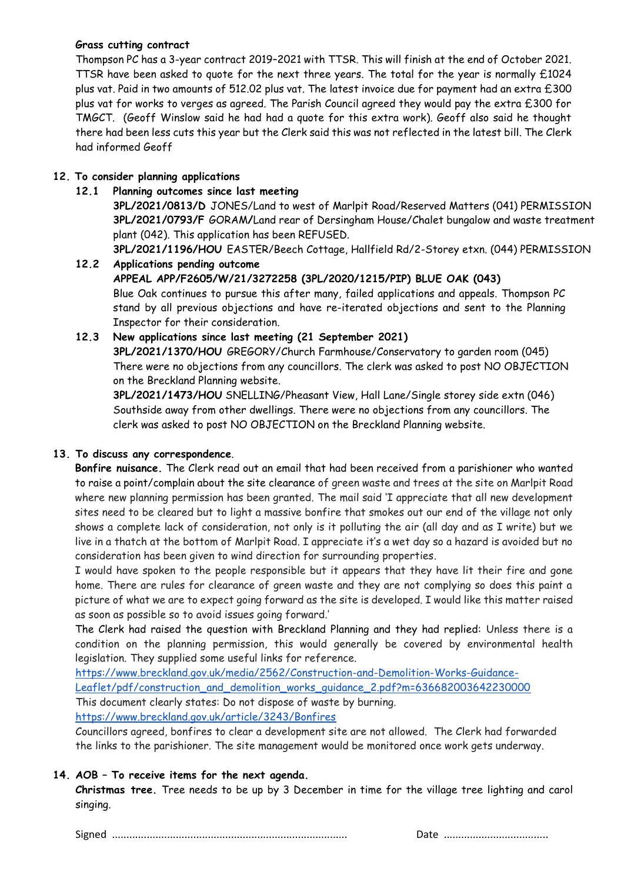**Grass cutting contract**

Thompson PC has a 3-year contract 2019–2021 with TTSR. This will finish at the end of October 2021. TTSR have been asked to quote for the next three years. The total for the year is normally £1024 plus vat. Paid in two amounts of 512.02 plus vat. The latest invoice due for payment had an extra £300 plus vat for works to verges as agreed. The Parish Council agreed they would pay the extra £300 for TMGCT. (Geoff Winslow said he had had a quote for this extra work). Geoff also said he thought there had been less cuts this year but the Clerk said this was not reflected in the latest bill. The Clerk had informed Geoff

**12. To consider planning applications**

**12.1 Planning outcomes since last meeting**

**3PL/2021/0813/D** JONES/Land to west of Marlpit Road/Reserved Matters (041) PERMISSION
**3PL/2021/0793/F** GORAM/Land rear of Dersingham House/Chalet bungalow and waste treatment plant (042). This application has been REFUSED.
**3PL/2021/1196/HOU** EASTER/Beech Cottage, Hallfield Rd/2-Storey etxn. (044) PERMISSION

**12.2 Applications pending outcome**

**APPEAL APP/F2605/W/21/3272258 (3PL/2020/1215/PIP) BLUE OAK (043)**
Blue Oak continues to pursue this after many, failed applications and appeals. Thompson PC stand by all previous objections and have re-iterated objections and sent to the Planning Inspector for their consideration.

**12.3 New applications since last meeting (21 September 2021)**

**3PL/2021/1370/HOU** GREGORY/Church Farmhouse/Conservatory to garden room (045)
There were no objections from any councillors. The clerk was asked to post NO OBJECTION on the Breckland Planning website.
**3PL/2021/1473/HOU** SNELLING/Pheasant View, Hall Lane/Single storey side extn (046)
Southside away from other dwellings. There were no objections from any councillors. The clerk was asked to post NO OBJECTION on the Breckland Planning website.

**13. To discuss any correspondence.**

**Bonfire nuisance.** The Clerk read out an email that had been received from a parishioner who wanted to raise a point/complain about the site clearance of green waste and trees at the site on Marlpit Road where new planning permission has been granted. The mail said 'I appreciate that all new development sites need to be cleared but to light a massive bonfire that smokes out our end of the village not only shows a complete lack of consideration, not only is it polluting the air (all day and as I write) but we live in a thatch at the bottom of Marlpit Road. I appreciate it's a wet day so a hazard is avoided but no consideration has been given to wind direction for surrounding properties.

I would have spoken to the people responsible but it appears that they have lit their fire and gone home. There are rules for clearance of green waste and they are not complying so does this paint a picture of what we are to expect going forward as the site is developed. I would like this matter raised as soon as possible so to avoid issues going forward.'

The Clerk had raised the question with Breckland Planning and they had replied: Unless there is a condition on the planning permission, this would generally be covered by environmental health legislation. They supplied some useful links for reference.

https://www.breckland.gov.uk/media/2562/Construction-and-Demolition-Works-Guidance-Leaflet/pdf/construction_and_demolition_works_guidance_2.pdf?m=636682003642230000

This document clearly states: Do not dispose of waste by burning.

https://www.breckland.gov.uk/article/3243/Bonfires

Councillors agreed, bonfires to clear a development site are not allowed. The Clerk had forwarded the links to the parishioner. The site management would be monitored once work gets underway.

**14. AOB – To receive items for the next agenda.**

**Christmas tree.** Tree needs to be up by 3 December in time for the village tree lighting and carol singing.

Signed ................................................................................ Date ...................................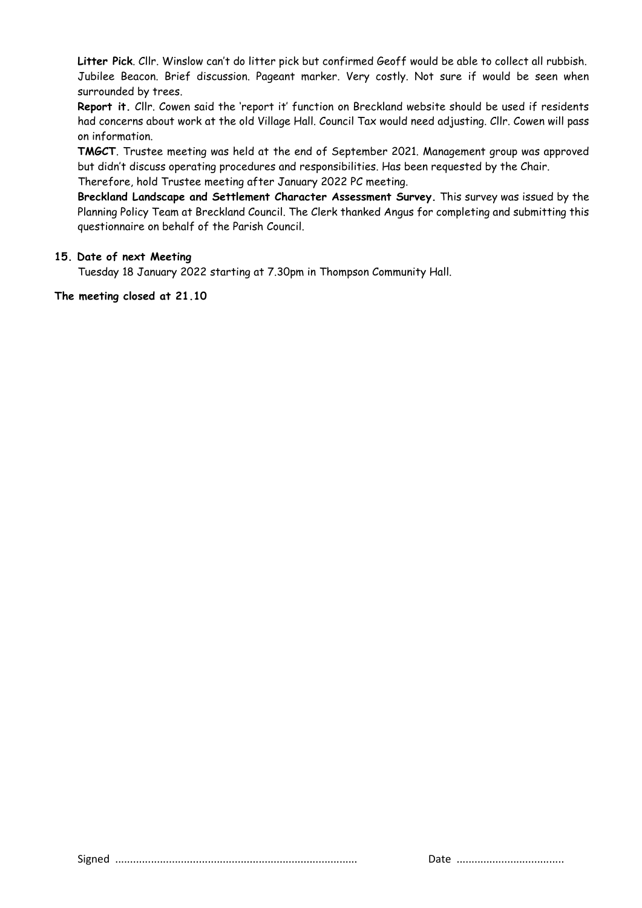**Litter Pick**. Cllr. Winslow can't do litter pick but confirmed Geoff would be able to collect all rubbish. Jubilee Beacon. Brief discussion. Pageant marker. Very costly. Not sure if would be seen when surrounded by trees.

**Report it.** Cllr. Cowen said the 'report it' function on Breckland website should be used if residents had concerns about work at the old Village Hall. Council Tax would need adjusting. Cllr. Cowen will pass on information.

**TMGCT**. Trustee meeting was held at the end of September 2021. Management group was approved but didn't discuss operating procedures and responsibilities. Has been requested by the Chair. Therefore, hold Trustee meeting after January 2022 PC meeting.

**Breckland Landscape and Settlement Character Assessment Survey.** This survey was issued by the Planning Policy Team at Breckland Council. The Clerk thanked Angus for completing and submitting this questionnaire on behalf of the Parish Council.

**15. Date of next Meeting**

Tuesday 18 January 2022 starting at 7.30pm in Thompson Community Hall.

**The meeting closed at 21.10**

Signed ................................................................................ Date ...................................